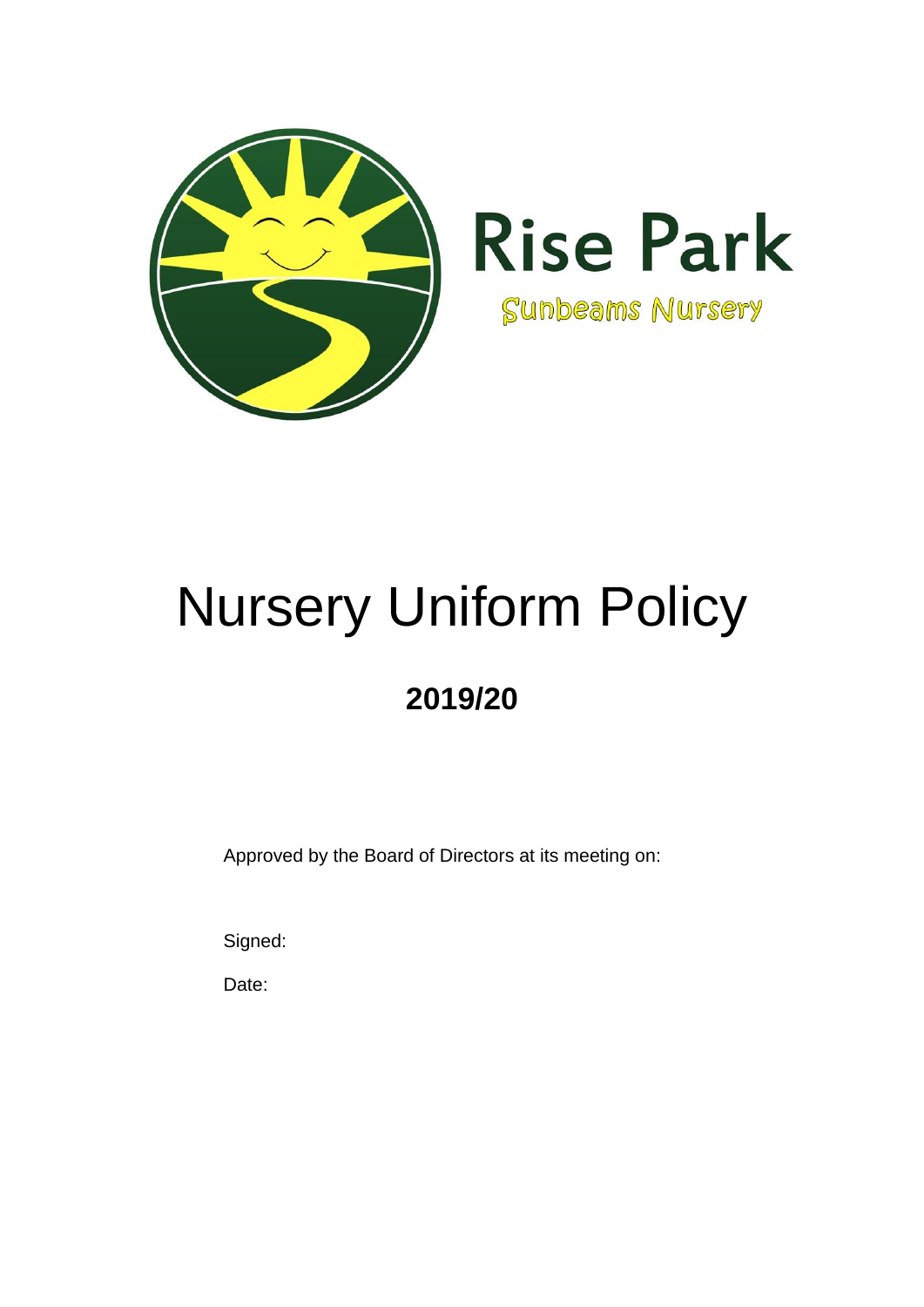Rise Park

Sunbeams Nursery

# Nursery Uniform Policy

## 2019/20

Approved by the Board of Directors at its meeting on:

Signed:

Date: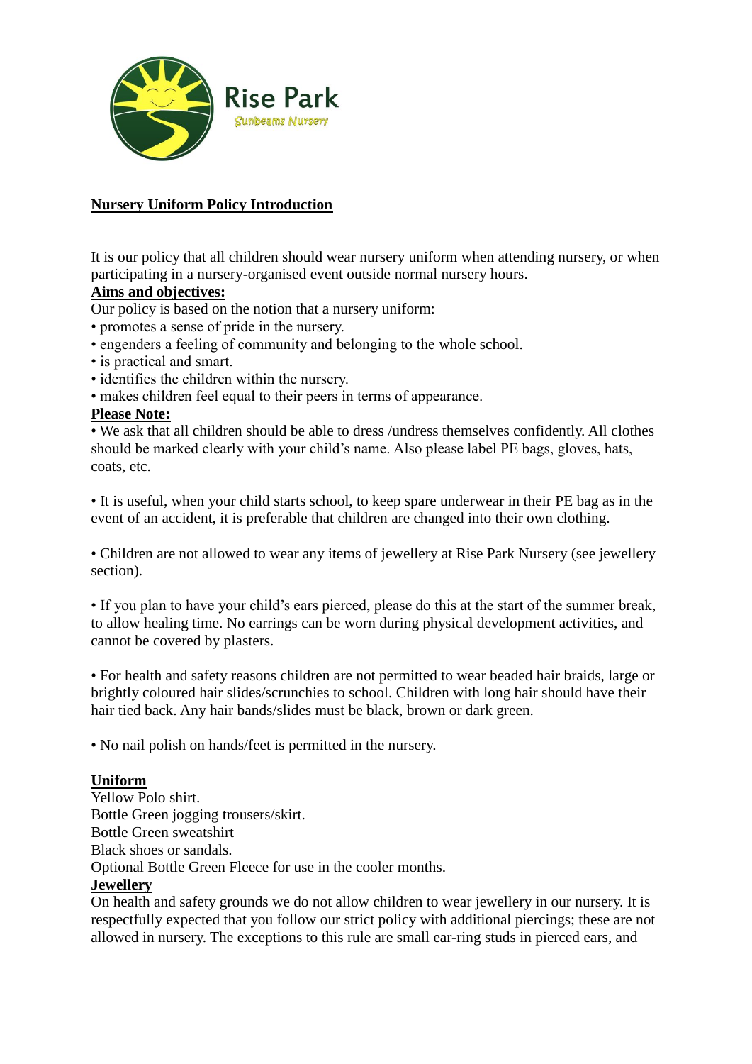Rise Park

Sunbeams Nursery

**Nursery Uniform Policy Introduction**

It is our policy that all children should wear nursery uniform when attending nursery, or when participating in a nursery-organised event outside normal nursery hours.

**Aims and objectives:**

Our policy is based on the notion that a nursery uniform:

- promotes a sense of pride in the nursery.
- engenders a feeling of community and belonging to the whole school.
- is practical and smart.
- identifies the children within the nursery.
- makes children feel equal to their peers in terms of appearance.

**Please Note:**

- We ask that all children should be able to dress /undress themselves confidently. All clothes should be marked clearly with your child's name. Also please label PE bags, gloves, hats, coats, etc.

- It is useful, when your child starts school, to keep spare underwear in their PE bag as in the event of an accident, it is preferable that children are changed into their own clothing.

- Children are not allowed to wear any items of jewellery at Rise Park Nursery (see jewellery section).

- If you plan to have your child's ears pierced, please do this at the start of the summer break, to allow healing time. No earrings can be worn during physical development activities, and cannot be covered by plasters.

- For health and safety reasons children are not permitted to wear beaded hair braids, large or brightly coloured hair slides/scrunchies to school. Children with long hair should have their hair tied back. Any hair bands/slides must be black, brown or dark green.

- No nail polish on hands/feet is permitted in the nursery.

**Uniform**

Yellow Polo shirt.
Bottle Green jogging trousers/skirt.
Bottle Green sweatshirt
Black shoes or sandals.
Optional Bottle Green Fleece for use in the cooler months.

**Jewellery**

On health and safety grounds we do not allow children to wear jewellery in our nursery. It is respectfully expected that you follow our strict policy with additional piercings; these are not allowed in nursery. The exceptions to this rule are small ear-ring studs in pierced ears, and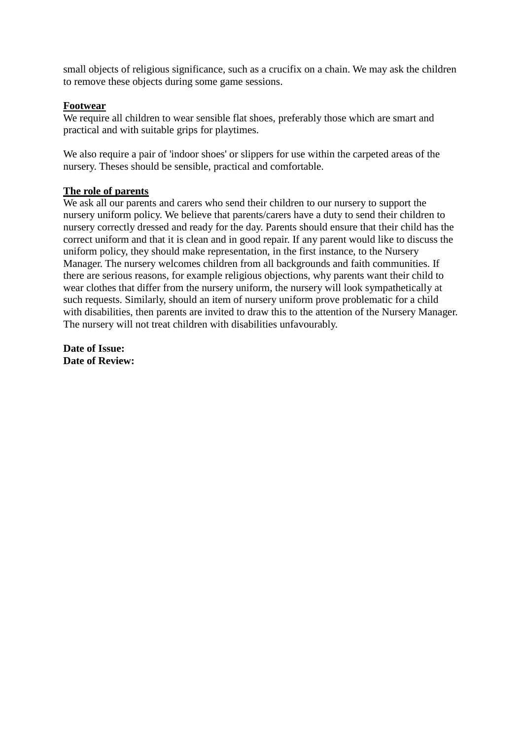small objects of religious significance, such as a crucifix on a chain. We may ask the children to remove these objects during some game sessions.

**Footwear**

We require all children to wear sensible flat shoes, preferably those which are smart and practical and with suitable grips for playtimes.

We also require a pair of 'indoor shoes' or slippers for use within the carpeted areas of the nursery. Theses should be sensible, practical and comfortable.

**The role of parents**

We ask all our parents and carers who send their children to our nursery to support the nursery uniform policy. We believe that parents/carers have a duty to send their children to nursery correctly dressed and ready for the day. Parents should ensure that their child has the correct uniform and that it is clean and in good repair. If any parent would like to discuss the uniform policy, they should make representation, in the first instance, to the Nursery Manager. The nursery welcomes children from all backgrounds and faith communities. If there are serious reasons, for example religious objections, why parents want their child to wear clothes that differ from the nursery uniform, the nursery will look sympathetically at such requests. Similarly, should an item of nursery uniform prove problematic for a child with disabilities, then parents are invited to draw this to the attention of the Nursery Manager. The nursery will not treat children with disabilities unfavourably.

**Date of Issue:**
**Date of Review:**